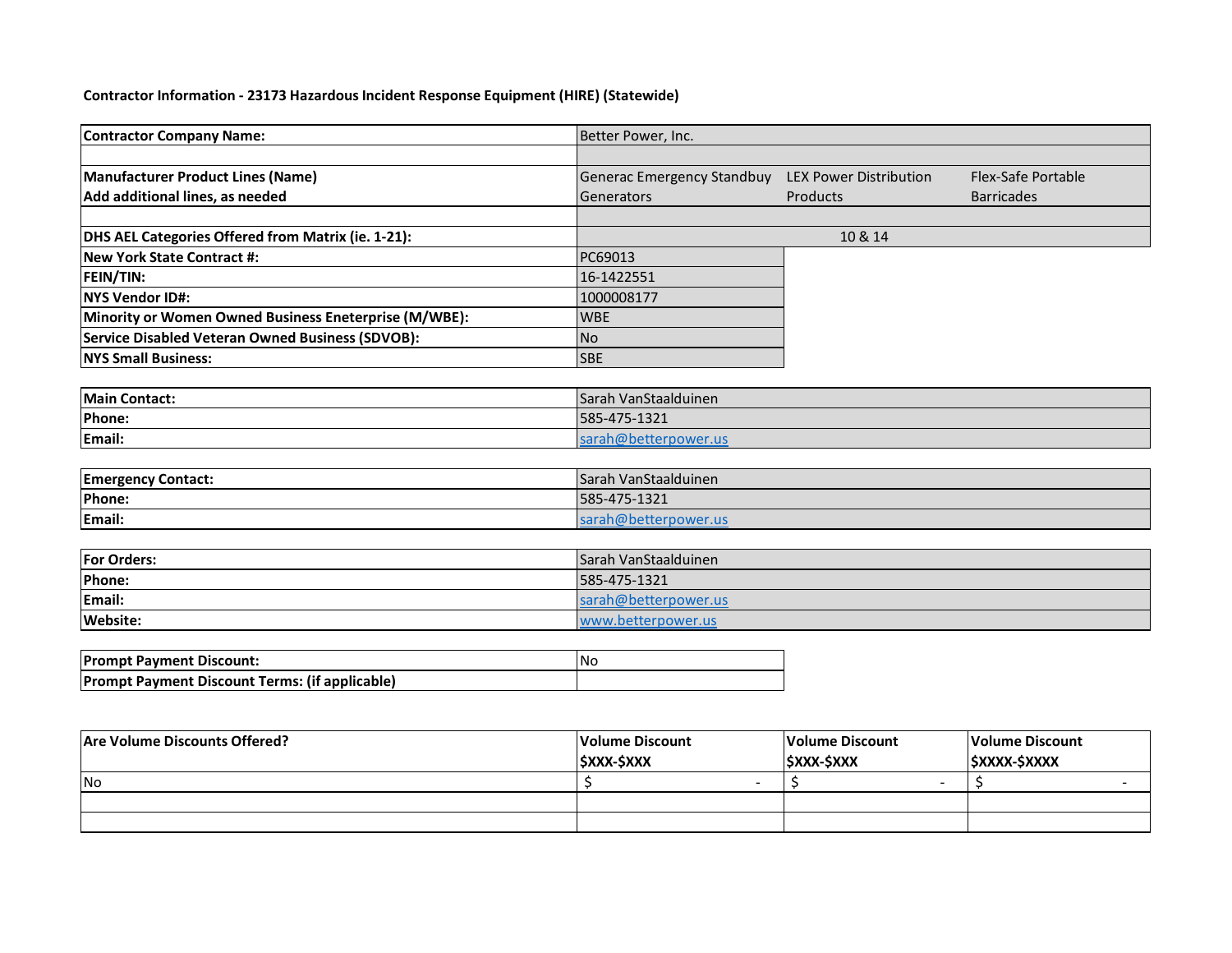**Contractor Information - 23173 Hazardous Incident Response Equipment (HIRE) (Statewide)**

| | | | |
|---|---|---|---|
| **Contractor Company Name:** | Better Power, Inc. | | |
| | | | |
| **Manufacturer Product Lines (Name)**<br>**Add additional lines, as needed** | Generac Emergency Standbuy Generators | LEX Power Distribution Products | Flex-Safe Portable Barricades |
| | | | |
| **DHS AEL Categories Offered from Matrix (ie. 1-21):** | 10 & 14 | | |
| **New York State Contract #:** | PC69013 | | |
| **FEIN/TIN:** | 16-1422551 | | |
| **NYS Vendor ID#:** | 1000008177 | | |
| **Minority or Women Owned Business Eneterprise (M/WBE):** | WBE | | |
| **Service Disabled Veteran Owned Business (SDVOB):** | No | | |
| **NYS Small Business:** | SBE | | |

| | |
|---|---|
| **Main Contact:** | Sarah VanStaalduinen |
| **Phone:** | 585-475-1321 |
| **Email:** | sarah@betterpower.us |

| | |
|---|---|
| **Emergency Contact:** | Sarah VanStaalduinen |
| **Phone:** | 585-475-1321 |
| **Email:** | sarah@betterpower.us |

| | |
|---|---|
| **For Orders:** | Sarah VanStaalduinen |
| **Phone:** | 585-475-1321 |
| **Email:** | sarah@betterpower.us |
| **Website:** | www.betterpower.us |

| | |
|---|---|
| **Prompt Payment Discount:** | No |
| **Prompt Payment Discount Terms: (if applicable)** | |

| **Are Volume Discounts Offered?** | **Volume Discount $XXX-$XXX** | **Volume Discount $XXX-$XXX** | **Volume Discount $XXXX-$XXXX** |
|---|---|---|---|
| No | $ - | $ - | $ - |
| | | | |
| | | | |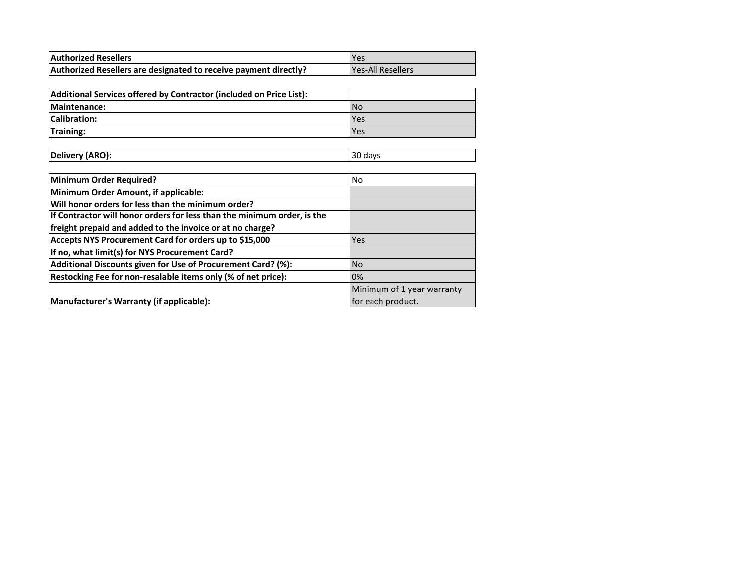| | |
|---|---|
| **Authorized Resellers** | Yes |
| **Authorized Resellers are designated to receive payment directly?** | Yes-All Resellers |

| | |
|---|---|
| **Additional Services offered by Contractor (included on Price List):** | |
| **Maintenance:** | No |
| **Calibration:** | Yes |
| **Training:** | Yes |

| | |
|---|---|
| **Delivery (ARO):** | 30 days |

| | |
|---|---|
| **Minimum Order Required?** | No |
| **Minimum Order Amount, if applicable:** | |
| **Will honor orders for less than the minimum order?** | |
| **If Contractor will honor orders for less than the minimum order, is the freight prepaid and added to the invoice or at no charge?** | |
| **Accepts NYS Procurement Card for orders up to $15,000** | Yes |
| **If no, what limit(s) for NYS Procurement Card?** | |
| **Additional Discounts given for Use of Procurement Card? (%):** | No |
| **Restocking Fee for non-resalable items only (% of net price):** | 0% |
| **Manufacturer's Warranty (if applicable):** | Minimum of 1 year warranty for each product. |